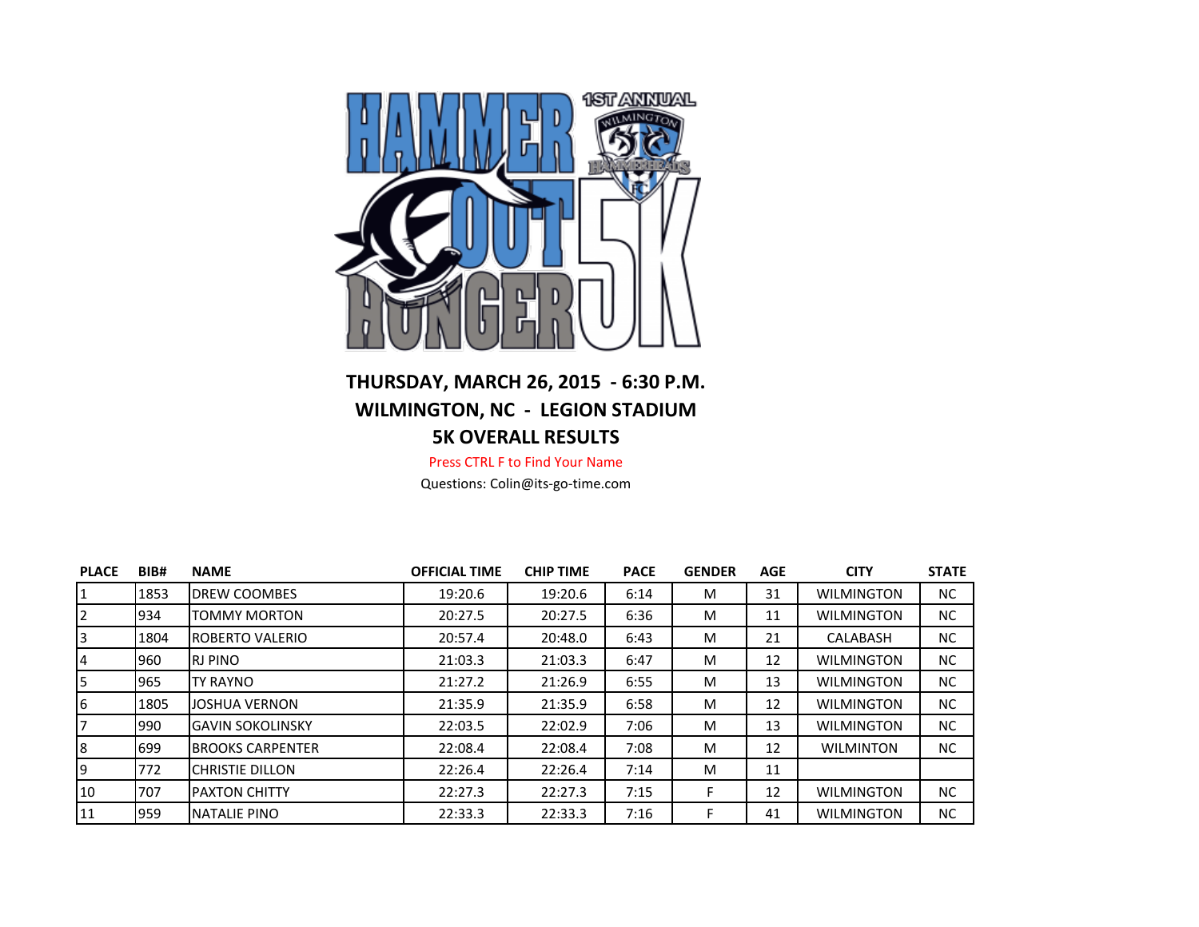**THURSDAY, MARCH 26, 2015 - 6:30 P.M.**

**WILMINGTON, NC - LEGION STADIUM**

**5K OVERALL RESULTS**

Press CTRL F to Find Your Name

Questions: Colin@its-go-time.com

| PLACE | BIB# | NAME | OFFICIAL TIME | CHIP TIME | PACE | GENDER | AGE | CITY | STATE |
|---|---|---|---|---|---|---|---|---|---|
| 1 | 1853 | DREW COOMBES | 19:20.6 | 19:20.6 | 6:14 | M | 31 | WILMINGTON | NC |
| 2 | 934 | TOMMY MORTON | 20:27.5 | 20:27.5 | 6:36 | M | 11 | WILMINGTON | NC |
| 3 | 1804 | ROBERTO VALERIO | 20:57.4 | 20:48.0 | 6:43 | M | 21 | CALABASH | NC |
| 4 | 960 | RJ PINO | 21:03.3 | 21:03.3 | 6:47 | M | 12 | WILMINGTON | NC |
| 5 | 965 | TY RAYNO | 21:27.2 | 21:26.9 | 6:55 | M | 13 | WILMINGTON | NC |
| 6 | 1805 | JOSHUA VERNON | 21:35.9 | 21:35.9 | 6:58 | M | 12 | WILMINGTON | NC |
| 7 | 990 | GAVIN SOKOLINSKY | 22:03.5 | 22:02.9 | 7:06 | M | 13 | WILMINGTON | NC |
| 8 | 699 | BROOKS CARPENTER | 22:08.4 | 22:08.4 | 7:08 | M | 12 | WILMINTON | NC |
| 9 | 772 | CHRISTIE DILLON | 22:26.4 | 22:26.4 | 7:14 | M | 11 | | |
| 10 | 707 | PAXTON CHITTY | 22:27.3 | 22:27.3 | 7:15 | F | 12 | WILMINGTON | NC |
| 11 | 959 | NATALIE PINO | 22:33.3 | 22:33.3 | 7:16 | F | 41 | WILMINGTON | NC |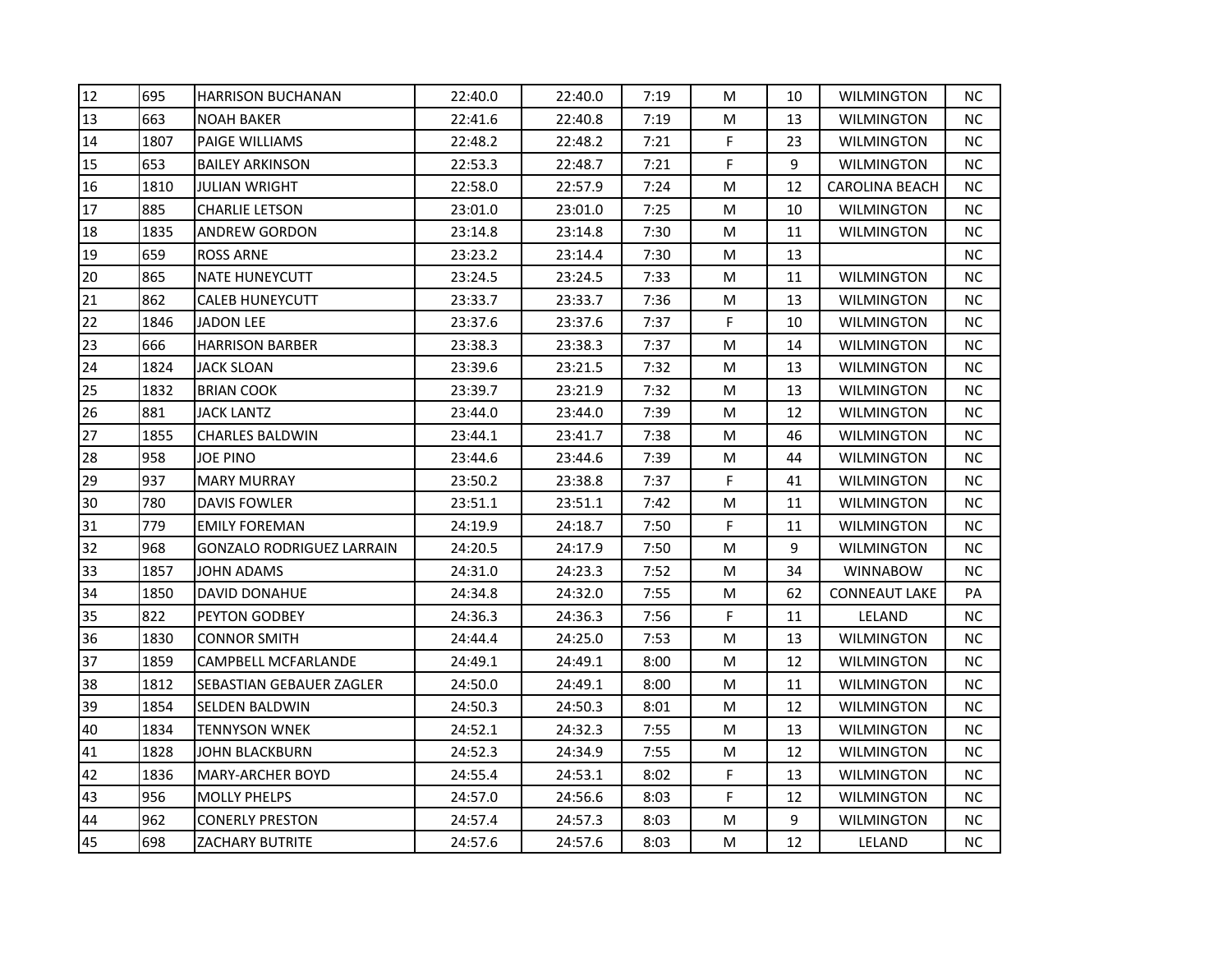| | | | | | | | | | |
|---|---|---|---|---|---|---|---|---|---|
| 12 | 695 | HARRISON BUCHANAN | 22:40.0 | 22:40.0 | 7:19 | M | 10 | WILMINGTON | NC |
| 13 | 663 | NOAH BAKER | 22:41.6 | 22:40.8 | 7:19 | M | 13 | WILMINGTON | NC |
| 14 | 1807 | PAIGE WILLIAMS | 22:48.2 | 22:48.2 | 7:21 | F | 23 | WILMINGTON | NC |
| 15 | 653 | BAILEY ARKINSON | 22:53.3 | 22:48.7 | 7:21 | F | 9 | WILMINGTON | NC |
| 16 | 1810 | JULIAN WRIGHT | 22:58.0 | 22:57.9 | 7:24 | M | 12 | CAROLINA BEACH | NC |
| 17 | 885 | CHARLIE LETSON | 23:01.0 | 23:01.0 | 7:25 | M | 10 | WILMINGTON | NC |
| 18 | 1835 | ANDREW GORDON | 23:14.8 | 23:14.8 | 7:30 | M | 11 | WILMINGTON | NC |
| 19 | 659 | ROSS ARNE | 23:23.2 | 23:14.4 | 7:30 | M | 13 | | NC |
| 20 | 865 | NATE HUNEYCUTT | 23:24.5 | 23:24.5 | 7:33 | M | 11 | WILMINGTON | NC |
| 21 | 862 | CALEB HUNEYCUTT | 23:33.7 | 23:33.7 | 7:36 | M | 13 | WILMINGTON | NC |
| 22 | 1846 | JADON LEE | 23:37.6 | 23:37.6 | 7:37 | F | 10 | WILMINGTON | NC |
| 23 | 666 | HARRISON BARBER | 23:38.3 | 23:38.3 | 7:37 | M | 14 | WILMINGTON | NC |
| 24 | 1824 | JACK SLOAN | 23:39.6 | 23:21.5 | 7:32 | M | 13 | WILMINGTON | NC |
| 25 | 1832 | BRIAN COOK | 23:39.7 | 23:21.9 | 7:32 | M | 13 | WILMINGTON | NC |
| 26 | 881 | JACK LANTZ | 23:44.0 | 23:44.0 | 7:39 | M | 12 | WILMINGTON | NC |
| 27 | 1855 | CHARLES BALDWIN | 23:44.1 | 23:41.7 | 7:38 | M | 46 | WILMINGTON | NC |
| 28 | 958 | JOE PINO | 23:44.6 | 23:44.6 | 7:39 | M | 44 | WILMINGTON | NC |
| 29 | 937 | MARY MURRAY | 23:50.2 | 23:38.8 | 7:37 | F | 41 | WILMINGTON | NC |
| 30 | 780 | DAVIS FOWLER | 23:51.1 | 23:51.1 | 7:42 | M | 11 | WILMINGTON | NC |
| 31 | 779 | EMILY FOREMAN | 24:19.9 | 24:18.7 | 7:50 | F | 11 | WILMINGTON | NC |
| 32 | 968 | GONZALO RODRIGUEZ LARRAIN | 24:20.5 | 24:17.9 | 7:50 | M | 9 | WILMINGTON | NC |
| 33 | 1857 | JOHN ADAMS | 24:31.0 | 24:23.3 | 7:52 | M | 34 | WINNABOW | NC |
| 34 | 1850 | DAVID DONAHUE | 24:34.8 | 24:32.0 | 7:55 | M | 62 | CONNEAUT LAKE | PA |
| 35 | 822 | PEYTON GODBEY | 24:36.3 | 24:36.3 | 7:56 | F | 11 | LELAND | NC |
| 36 | 1830 | CONNOR SMITH | 24:44.4 | 24:25.0 | 7:53 | M | 13 | WILMINGTON | NC |
| 37 | 1859 | CAMPBELL MCFARLANDE | 24:49.1 | 24:49.1 | 8:00 | M | 12 | WILMINGTON | NC |
| 38 | 1812 | SEBASTIAN GEBAUER ZAGLER | 24:50.0 | 24:49.1 | 8:00 | M | 11 | WILMINGTON | NC |
| 39 | 1854 | SELDEN BALDWIN | 24:50.3 | 24:50.3 | 8:01 | M | 12 | WILMINGTON | NC |
| 40 | 1834 | TENNYSON WNEK | 24:52.1 | 24:32.3 | 7:55 | M | 13 | WILMINGTON | NC |
| 41 | 1828 | JOHN BLACKBURN | 24:52.3 | 24:34.9 | 7:55 | M | 12 | WILMINGTON | NC |
| 42 | 1836 | MARY-ARCHER BOYD | 24:55.4 | 24:53.1 | 8:02 | F | 13 | WILMINGTON | NC |
| 43 | 956 | MOLLY PHELPS | 24:57.0 | 24:56.6 | 8:03 | F | 12 | WILMINGTON | NC |
| 44 | 962 | CONERLY PRESTON | 24:57.4 | 24:57.3 | 8:03 | M | 9 | WILMINGTON | NC |
| 45 | 698 | ZACHARY BUTRITE | 24:57.6 | 24:57.6 | 8:03 | M | 12 | LELAND | NC |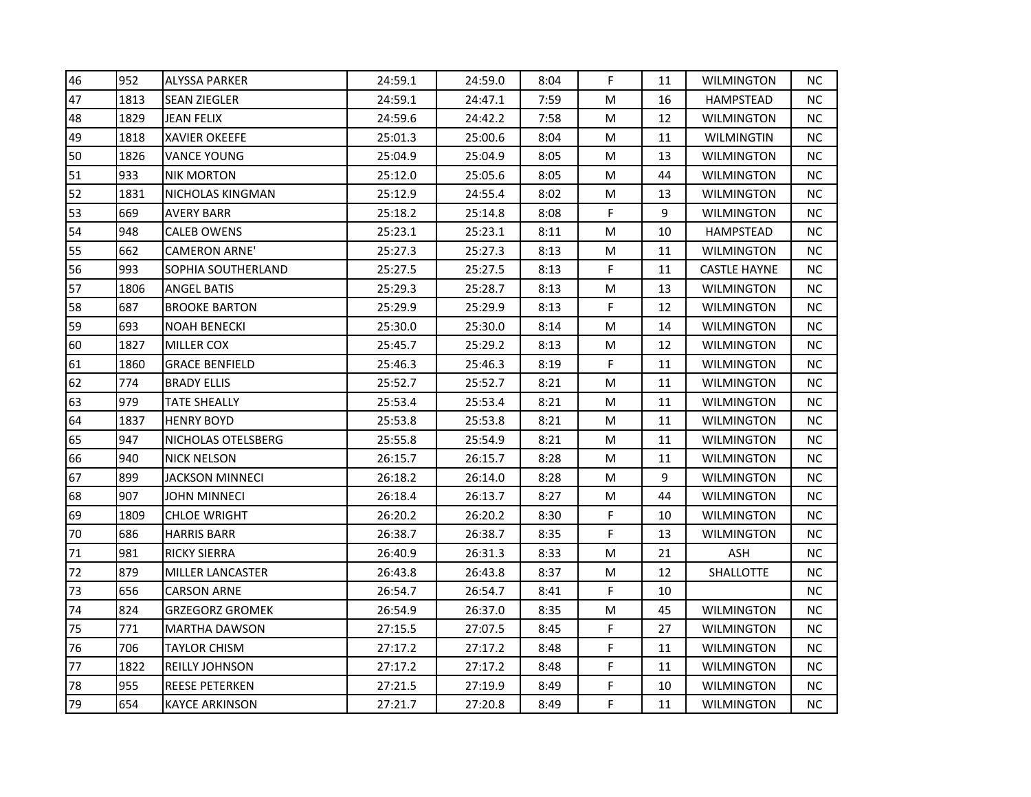| | | | | | | | | | |
|---|---|---|---|---|---|---|---|---|---|
| 46 | 952 | ALYSSA PARKER | 24:59.1 | 24:59.0 | 8:04 | F | 11 | WILMINGTON | NC |
| 47 | 1813 | SEAN ZIEGLER | 24:59.1 | 24:47.1 | 7:59 | M | 16 | HAMPSTEAD | NC |
| 48 | 1829 | JEAN FELIX | 24:59.6 | 24:42.2 | 7:58 | M | 12 | WILMINGTON | NC |
| 49 | 1818 | XAVIER OKEEFE | 25:01.3 | 25:00.6 | 8:04 | M | 11 | WILMINGTIN | NC |
| 50 | 1826 | VANCE YOUNG | 25:04.9 | 25:04.9 | 8:05 | M | 13 | WILMINGTON | NC |
| 51 | 933 | NIK MORTON | 25:12.0 | 25:05.6 | 8:05 | M | 44 | WILMINGTON | NC |
| 52 | 1831 | NICHOLAS KINGMAN | 25:12.9 | 24:55.4 | 8:02 | M | 13 | WILMINGTON | NC |
| 53 | 669 | AVERY BARR | 25:18.2 | 25:14.8 | 8:08 | F | 9 | WILMINGTON | NC |
| 54 | 948 | CALEB OWENS | 25:23.1 | 25:23.1 | 8:11 | M | 10 | HAMPSTEAD | NC |
| 55 | 662 | CAMERON ARNE' | 25:27.3 | 25:27.3 | 8:13 | M | 11 | WILMINGTON | NC |
| 56 | 993 | SOPHIA SOUTHERLAND | 25:27.5 | 25:27.5 | 8:13 | F | 11 | CASTLE HAYNE | NC |
| 57 | 1806 | ANGEL BATIS | 25:29.3 | 25:28.7 | 8:13 | M | 13 | WILMINGTON | NC |
| 58 | 687 | BROOKE BARTON | 25:29.9 | 25:29.9 | 8:13 | F | 12 | WILMINGTON | NC |
| 59 | 693 | NOAH BENECKI | 25:30.0 | 25:30.0 | 8:14 | M | 14 | WILMINGTON | NC |
| 60 | 1827 | MILLER COX | 25:45.7 | 25:29.2 | 8:13 | M | 12 | WILMINGTON | NC |
| 61 | 1860 | GRACE BENFIELD | 25:46.3 | 25:46.3 | 8:19 | F | 11 | WILMINGTON | NC |
| 62 | 774 | BRADY ELLIS | 25:52.7 | 25:52.7 | 8:21 | M | 11 | WILMINGTON | NC |
| 63 | 979 | TATE SHEALLY | 25:53.4 | 25:53.4 | 8:21 | M | 11 | WILMINGTON | NC |
| 64 | 1837 | HENRY BOYD | 25:53.8 | 25:53.8 | 8:21 | M | 11 | WILMINGTON | NC |
| 65 | 947 | NICHOLAS OTELSBERG | 25:55.8 | 25:54.9 | 8:21 | M | 11 | WILMINGTON | NC |
| 66 | 940 | NICK NELSON | 26:15.7 | 26:15.7 | 8:28 | M | 11 | WILMINGTON | NC |
| 67 | 899 | JACKSON MINNECI | 26:18.2 | 26:14.0 | 8:28 | M | 9 | WILMINGTON | NC |
| 68 | 907 | JOHN MINNECI | 26:18.4 | 26:13.7 | 8:27 | M | 44 | WILMINGTON | NC |
| 69 | 1809 | CHLOE WRIGHT | 26:20.2 | 26:20.2 | 8:30 | F | 10 | WILMINGTON | NC |
| 70 | 686 | HARRIS BARR | 26:38.7 | 26:38.7 | 8:35 | F | 13 | WILMINGTON | NC |
| 71 | 981 | RICKY SIERRA | 26:40.9 | 26:31.3 | 8:33 | M | 21 | ASH | NC |
| 72 | 879 | MILLER LANCASTER | 26:43.8 | 26:43.8 | 8:37 | M | 12 | SHALLOTTE | NC |
| 73 | 656 | CARSON ARNE | 26:54.7 | 26:54.7 | 8:41 | F | 10 | | NC |
| 74 | 824 | GRZEGORZ GROMEK | 26:54.9 | 26:37.0 | 8:35 | M | 45 | WILMINGTON | NC |
| 75 | 771 | MARTHA DAWSON | 27:15.5 | 27:07.5 | 8:45 | F | 27 | WILMINGTON | NC |
| 76 | 706 | TAYLOR CHISM | 27:17.2 | 27:17.2 | 8:48 | F | 11 | WILMINGTON | NC |
| 77 | 1822 | REILLY JOHNSON | 27:17.2 | 27:17.2 | 8:48 | F | 11 | WILMINGTON | NC |
| 78 | 955 | REESE PETERKEN | 27:21.5 | 27:19.9 | 8:49 | F | 10 | WILMINGTON | NC |
| 79 | 654 | KAYCE ARKINSON | 27:21.7 | 27:20.8 | 8:49 | F | 11 | WILMINGTON | NC |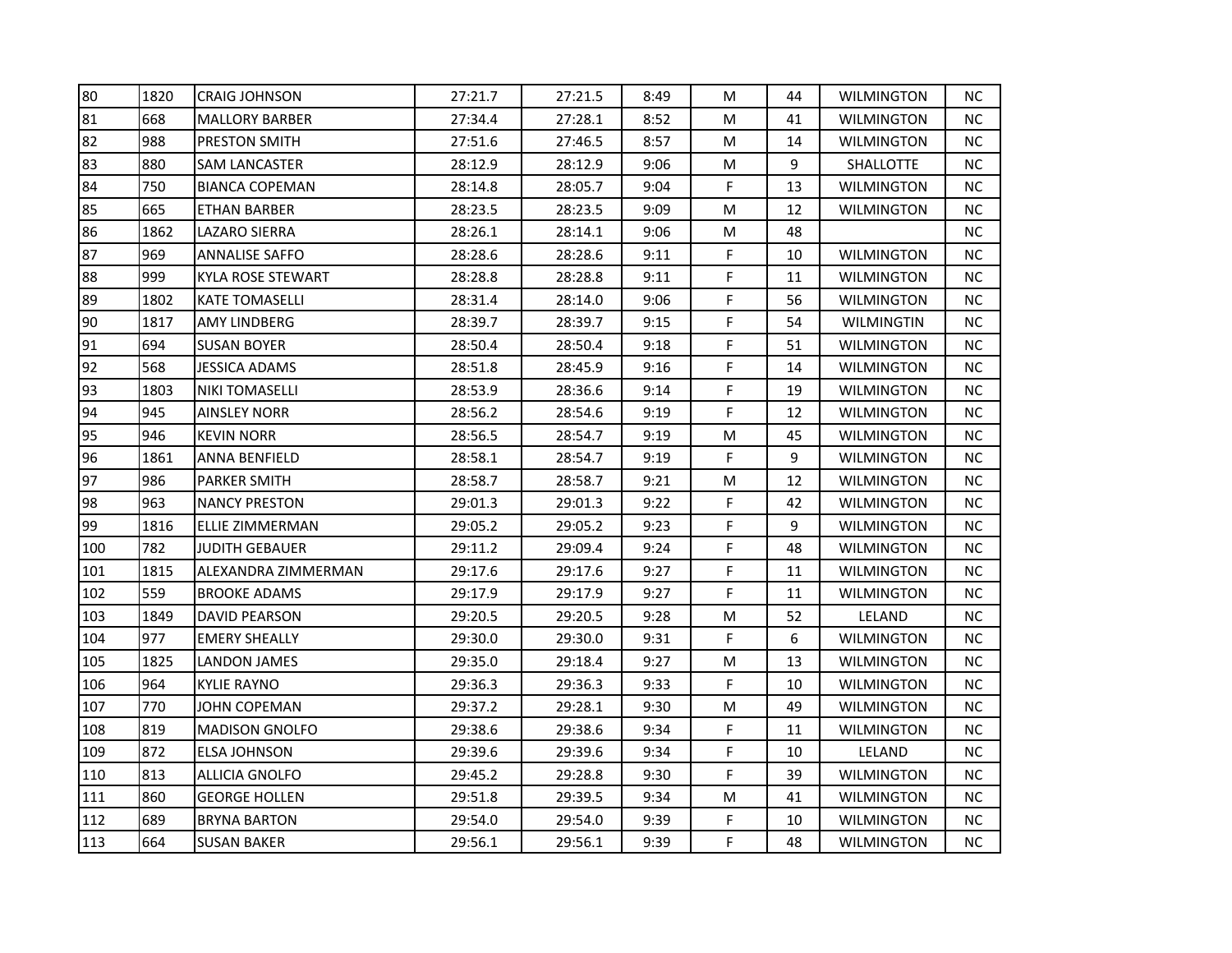| | | | | | | | | | |
|---|---|---|---|---|---|---|---|---|---|
| 80 | 1820 | CRAIG JOHNSON | 27:21.7 | 27:21.5 | 8:49 | M | 44 | WILMINGTON | NC |
| 81 | 668 | MALLORY BARBER | 27:34.4 | 27:28.1 | 8:52 | M | 41 | WILMINGTON | NC |
| 82 | 988 | PRESTON SMITH | 27:51.6 | 27:46.5 | 8:57 | M | 14 | WILMINGTON | NC |
| 83 | 880 | SAM LANCASTER | 28:12.9 | 28:12.9 | 9:06 | M | 9 | SHALLOTTE | NC |
| 84 | 750 | BIANCA COPEMAN | 28:14.8 | 28:05.7 | 9:04 | F | 13 | WILMINGTON | NC |
| 85 | 665 | ETHAN BARBER | 28:23.5 | 28:23.5 | 9:09 | M | 12 | WILMINGTON | NC |
| 86 | 1862 | LAZARO SIERRA | 28:26.1 | 28:14.1 | 9:06 | M | 48 | | NC |
| 87 | 969 | ANNALISE SAFFO | 28:28.6 | 28:28.6 | 9:11 | F | 10 | WILMINGTON | NC |
| 88 | 999 | KYLA ROSE STEWART | 28:28.8 | 28:28.8 | 9:11 | F | 11 | WILMINGTON | NC |
| 89 | 1802 | KATE TOMASELLI | 28:31.4 | 28:14.0 | 9:06 | F | 56 | WILMINGTON | NC |
| 90 | 1817 | AMY LINDBERG | 28:39.7 | 28:39.7 | 9:15 | F | 54 | WILMINGTIN | NC |
| 91 | 694 | SUSAN BOYER | 28:50.4 | 28:50.4 | 9:18 | F | 51 | WILMINGTON | NC |
| 92 | 568 | JESSICA ADAMS | 28:51.8 | 28:45.9 | 9:16 | F | 14 | WILMINGTON | NC |
| 93 | 1803 | NIKI TOMASELLI | 28:53.9 | 28:36.6 | 9:14 | F | 19 | WILMINGTON | NC |
| 94 | 945 | AINSLEY NORR | 28:56.2 | 28:54.6 | 9:19 | F | 12 | WILMINGTON | NC |
| 95 | 946 | KEVIN NORR | 28:56.5 | 28:54.7 | 9:19 | M | 45 | WILMINGTON | NC |
| 96 | 1861 | ANNA BENFIELD | 28:58.1 | 28:54.7 | 9:19 | F | 9 | WILMINGTON | NC |
| 97 | 986 | PARKER SMITH | 28:58.7 | 28:58.7 | 9:21 | M | 12 | WILMINGTON | NC |
| 98 | 963 | NANCY PRESTON | 29:01.3 | 29:01.3 | 9:22 | F | 42 | WILMINGTON | NC |
| 99 | 1816 | ELLIE ZIMMERMAN | 29:05.2 | 29:05.2 | 9:23 | F | 9 | WILMINGTON | NC |
| 100 | 782 | JUDITH GEBAUER | 29:11.2 | 29:09.4 | 9:24 | F | 48 | WILMINGTON | NC |
| 101 | 1815 | ALEXANDRA ZIMMERMAN | 29:17.6 | 29:17.6 | 9:27 | F | 11 | WILMINGTON | NC |
| 102 | 559 | BROOKE ADAMS | 29:17.9 | 29:17.9 | 9:27 | F | 11 | WILMINGTON | NC |
| 103 | 1849 | DAVID PEARSON | 29:20.5 | 29:20.5 | 9:28 | M | 52 | LELAND | NC |
| 104 | 977 | EMERY SHEALLY | 29:30.0 | 29:30.0 | 9:31 | F | 6 | WILMINGTON | NC |
| 105 | 1825 | LANDON JAMES | 29:35.0 | 29:18.4 | 9:27 | M | 13 | WILMINGTON | NC |
| 106 | 964 | KYLIE RAYNO | 29:36.3 | 29:36.3 | 9:33 | F | 10 | WILMINGTON | NC |
| 107 | 770 | JOHN COPEMAN | 29:37.2 | 29:28.1 | 9:30 | M | 49 | WILMINGTON | NC |
| 108 | 819 | MADISON GNOLFO | 29:38.6 | 29:38.6 | 9:34 | F | 11 | WILMINGTON | NC |
| 109 | 872 | ELSA JOHNSON | 29:39.6 | 29:39.6 | 9:34 | F | 10 | LELAND | NC |
| 110 | 813 | ALLICIA GNOLFO | 29:45.2 | 29:28.8 | 9:30 | F | 39 | WILMINGTON | NC |
| 111 | 860 | GEORGE HOLLEN | 29:51.8 | 29:39.5 | 9:34 | M | 41 | WILMINGTON | NC |
| 112 | 689 | BRYNA BARTON | 29:54.0 | 29:54.0 | 9:39 | F | 10 | WILMINGTON | NC |
| 113 | 664 | SUSAN BAKER | 29:56.1 | 29:56.1 | 9:39 | F | 48 | WILMINGTON | NC |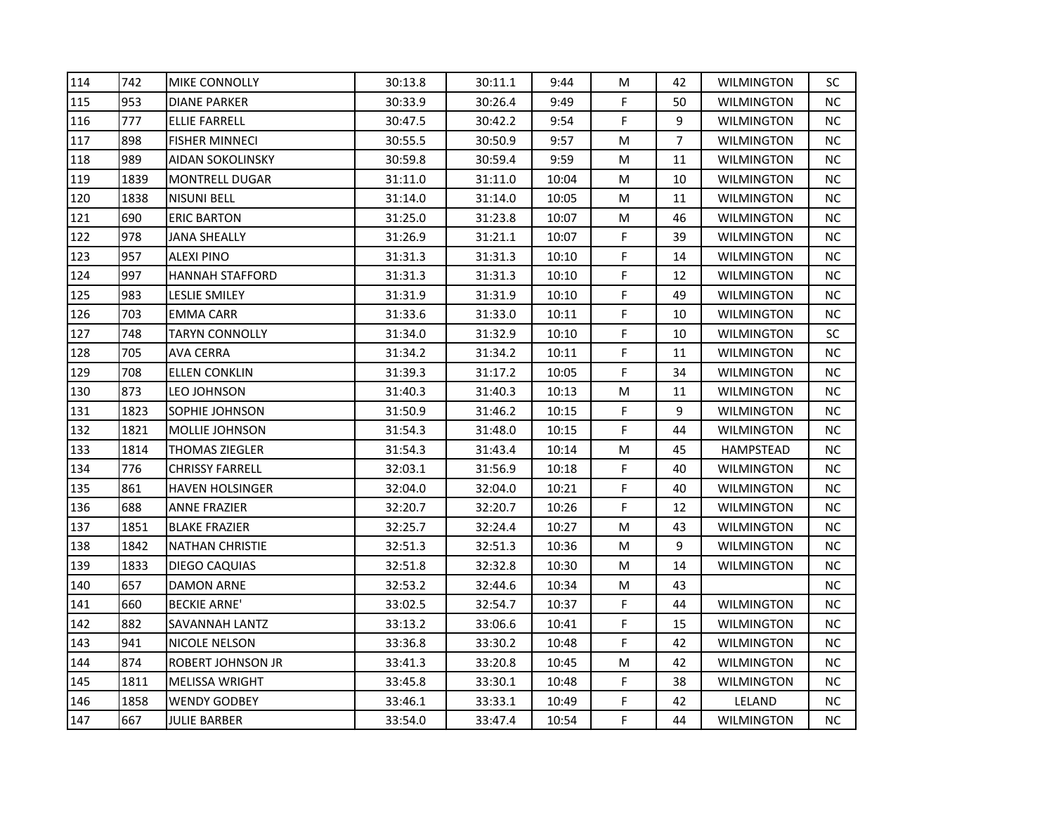| | | | | | | | | | |
|---|---|---|---|---|---|---|---|---|---|
| 114 | 742 | MIKE CONNOLLY | 30:13.8 | 30:11.1 | 9:44 | M | 42 | WILMINGTON | SC |
| 115 | 953 | DIANE PARKER | 30:33.9 | 30:26.4 | 9:49 | F | 50 | WILMINGTON | NC |
| 116 | 777 | ELLIE FARRELL | 30:47.5 | 30:42.2 | 9:54 | F | 9 | WILMINGTON | NC |
| 117 | 898 | FISHER MINNECI | 30:55.5 | 30:50.9 | 9:57 | M | 7 | WILMINGTON | NC |
| 118 | 989 | AIDAN SOKOLINSKY | 30:59.8 | 30:59.4 | 9:59 | M | 11 | WILMINGTON | NC |
| 119 | 1839 | MONTRELL DUGAR | 31:11.0 | 31:11.0 | 10:04 | M | 10 | WILMINGTON | NC |
| 120 | 1838 | NISUNI BELL | 31:14.0 | 31:14.0 | 10:05 | M | 11 | WILMINGTON | NC |
| 121 | 690 | ERIC BARTON | 31:25.0 | 31:23.8 | 10:07 | M | 46 | WILMINGTON | NC |
| 122 | 978 | JANA SHEALLY | 31:26.9 | 31:21.1 | 10:07 | F | 39 | WILMINGTON | NC |
| 123 | 957 | ALEXI PINO | 31:31.3 | 31:31.3 | 10:10 | F | 14 | WILMINGTON | NC |
| 124 | 997 | HANNAH STAFFORD | 31:31.3 | 31:31.3 | 10:10 | F | 12 | WILMINGTON | NC |
| 125 | 983 | LESLIE SMILEY | 31:31.9 | 31:31.9 | 10:10 | F | 49 | WILMINGTON | NC |
| 126 | 703 | EMMA CARR | 31:33.6 | 31:33.0 | 10:11 | F | 10 | WILMINGTON | NC |
| 127 | 748 | TARYN CONNOLLY | 31:34.0 | 31:32.9 | 10:10 | F | 10 | WILMINGTON | SC |
| 128 | 705 | AVA CERRA | 31:34.2 | 31:34.2 | 10:11 | F | 11 | WILMINGTON | NC |
| 129 | 708 | ELLEN CONKLIN | 31:39.3 | 31:17.2 | 10:05 | F | 34 | WILMINGTON | NC |
| 130 | 873 | LEO JOHNSON | 31:40.3 | 31:40.3 | 10:13 | M | 11 | WILMINGTON | NC |
| 131 | 1823 | SOPHIE JOHNSON | 31:50.9 | 31:46.2 | 10:15 | F | 9 | WILMINGTON | NC |
| 132 | 1821 | MOLLIE JOHNSON | 31:54.3 | 31:48.0 | 10:15 | F | 44 | WILMINGTON | NC |
| 133 | 1814 | THOMAS ZIEGLER | 31:54.3 | 31:43.4 | 10:14 | M | 45 | HAMPSTEAD | NC |
| 134 | 776 | CHRISSY FARRELL | 32:03.1 | 31:56.9 | 10:18 | F | 40 | WILMINGTON | NC |
| 135 | 861 | HAVEN HOLSINGER | 32:04.0 | 32:04.0 | 10:21 | F | 40 | WILMINGTON | NC |
| 136 | 688 | ANNE FRAZIER | 32:20.7 | 32:20.7 | 10:26 | F | 12 | WILMINGTON | NC |
| 137 | 1851 | BLAKE FRAZIER | 32:25.7 | 32:24.4 | 10:27 | M | 43 | WILMINGTON | NC |
| 138 | 1842 | NATHAN CHRISTIE | 32:51.3 | 32:51.3 | 10:36 | M | 9 | WILMINGTON | NC |
| 139 | 1833 | DIEGO CAQUIAS | 32:51.8 | 32:32.8 | 10:30 | M | 14 | WILMINGTON | NC |
| 140 | 657 | DAMON ARNE | 32:53.2 | 32:44.6 | 10:34 | M | 43 | | NC |
| 141 | 660 | BECKIE ARNE' | 33:02.5 | 32:54.7 | 10:37 | F | 44 | WILMINGTON | NC |
| 142 | 882 | SAVANNAH LANTZ | 33:13.2 | 33:06.6 | 10:41 | F | 15 | WILMINGTON | NC |
| 143 | 941 | NICOLE NELSON | 33:36.8 | 33:30.2 | 10:48 | F | 42 | WILMINGTON | NC |
| 144 | 874 | ROBERT JOHNSON JR | 33:41.3 | 33:20.8 | 10:45 | M | 42 | WILMINGTON | NC |
| 145 | 1811 | MELISSA WRIGHT | 33:45.8 | 33:30.1 | 10:48 | F | 38 | WILMINGTON | NC |
| 146 | 1858 | WENDY GODBEY | 33:46.1 | 33:33.1 | 10:49 | F | 42 | LELAND | NC |
| 147 | 667 | JULIE BARBER | 33:54.0 | 33:47.4 | 10:54 | F | 44 | WILMINGTON | NC |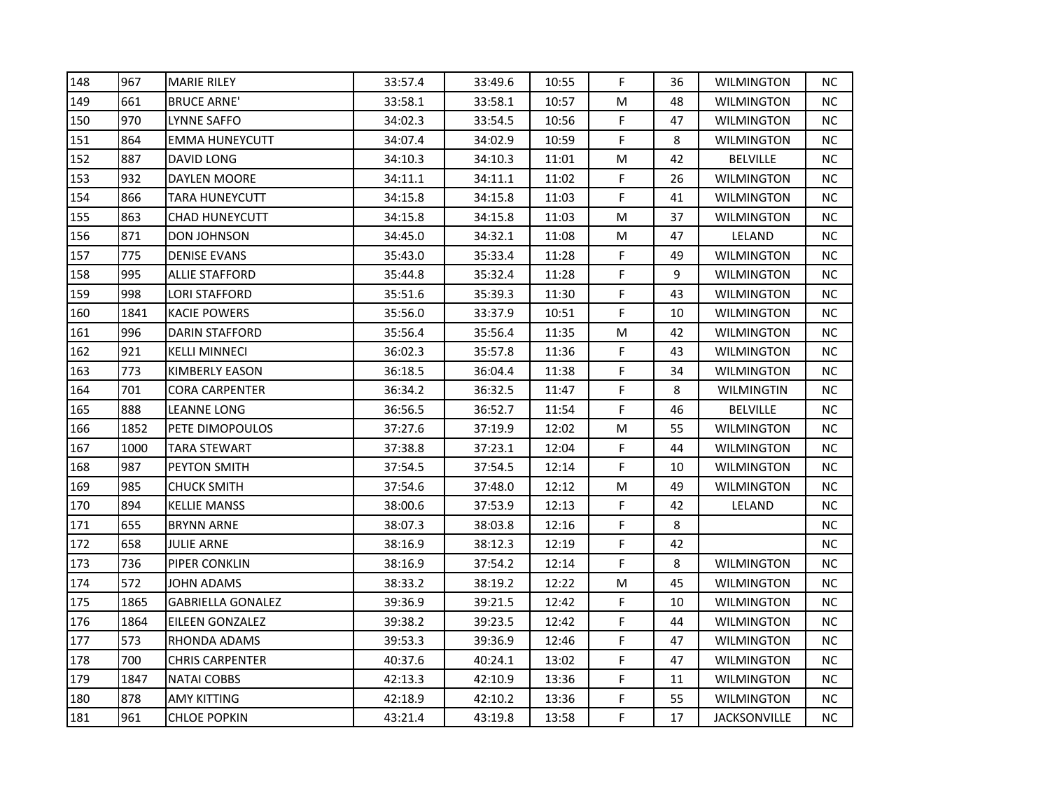| 148 | 967 | MARIE RILEY | 33:57.4 | 33:49.6 | 10:55 | F | 36 | WILMINGTON | NC |
|---|---|---|---|---|---|---|---|---|---|
| 149 | 661 | BRUCE ARNE' | 33:58.1 | 33:58.1 | 10:57 | M | 48 | WILMINGTON | NC |
| 150 | 970 | LYNNE SAFFO | 34:02.3 | 33:54.5 | 10:56 | F | 47 | WILMINGTON | NC |
| 151 | 864 | EMMA HUNEYCUTT | 34:07.4 | 34:02.9 | 10:59 | F | 8 | WILMINGTON | NC |
| 152 | 887 | DAVID LONG | 34:10.3 | 34:10.3 | 11:01 | M | 42 | BELVILLE | NC |
| 153 | 932 | DAYLEN MOORE | 34:11.1 | 34:11.1 | 11:02 | F | 26 | WILMINGTON | NC |
| 154 | 866 | TARA HUNEYCUTT | 34:15.8 | 34:15.8 | 11:03 | F | 41 | WILMINGTON | NC |
| 155 | 863 | CHAD HUNEYCUTT | 34:15.8 | 34:15.8 | 11:03 | M | 37 | WILMINGTON | NC |
| 156 | 871 | DON JOHNSON | 34:45.0 | 34:32.1 | 11:08 | M | 47 | LELAND | NC |
| 157 | 775 | DENISE EVANS | 35:43.0 | 35:33.4 | 11:28 | F | 49 | WILMINGTON | NC |
| 158 | 995 | ALLIE STAFFORD | 35:44.8 | 35:32.4 | 11:28 | F | 9 | WILMINGTON | NC |
| 159 | 998 | LORI STAFFORD | 35:51.6 | 35:39.3 | 11:30 | F | 43 | WILMINGTON | NC |
| 160 | 1841 | KACIE POWERS | 35:56.0 | 33:37.9 | 10:51 | F | 10 | WILMINGTON | NC |
| 161 | 996 | DARIN STAFFORD | 35:56.4 | 35:56.4 | 11:35 | M | 42 | WILMINGTON | NC |
| 162 | 921 | KELLI MINNECI | 36:02.3 | 35:57.8 | 11:36 | F | 43 | WILMINGTON | NC |
| 163 | 773 | KIMBERLY EASON | 36:18.5 | 36:04.4 | 11:38 | F | 34 | WILMINGTON | NC |
| 164 | 701 | CORA CARPENTER | 36:34.2 | 36:32.5 | 11:47 | F | 8 | WILMINGTIN | NC |
| 165 | 888 | LEANNE LONG | 36:56.5 | 36:52.7 | 11:54 | F | 46 | BELVILLE | NC |
| 166 | 1852 | PETE DIMOPOULOS | 37:27.6 | 37:19.9 | 12:02 | M | 55 | WILMINGTON | NC |
| 167 | 1000 | TARA STEWART | 37:38.8 | 37:23.1 | 12:04 | F | 44 | WILMINGTON | NC |
| 168 | 987 | PEYTON SMITH | 37:54.5 | 37:54.5 | 12:14 | F | 10 | WILMINGTON | NC |
| 169 | 985 | CHUCK SMITH | 37:54.6 | 37:48.0 | 12:12 | M | 49 | WILMINGTON | NC |
| 170 | 894 | KELLIE MANSS | 38:00.6 | 37:53.9 | 12:13 | F | 42 | LELAND | NC |
| 171 | 655 | BRYNN ARNE | 38:07.3 | 38:03.8 | 12:16 | F | 8 | | NC |
| 172 | 658 | JULIE ARNE | 38:16.9 | 38:12.3 | 12:19 | F | 42 | | NC |
| 173 | 736 | PIPER CONKLIN | 38:16.9 | 37:54.2 | 12:14 | F | 8 | WILMINGTON | NC |
| 174 | 572 | JOHN ADAMS | 38:33.2 | 38:19.2 | 12:22 | M | 45 | WILMINGTON | NC |
| 175 | 1865 | GABRIELLA GONALEZ | 39:36.9 | 39:21.5 | 12:42 | F | 10 | WILMINGTON | NC |
| 176 | 1864 | EILEEN GONZALEZ | 39:38.2 | 39:23.5 | 12:42 | F | 44 | WILMINGTON | NC |
| 177 | 573 | RHONDA ADAMS | 39:53.3 | 39:36.9 | 12:46 | F | 47 | WILMINGTON | NC |
| 178 | 700 | CHRIS CARPENTER | 40:37.6 | 40:24.1 | 13:02 | F | 47 | WILMINGTON | NC |
| 179 | 1847 | NATAI COBBS | 42:13.3 | 42:10.9 | 13:36 | F | 11 | WILMINGTON | NC |
| 180 | 878 | AMY KITTING | 42:18.9 | 42:10.2 | 13:36 | F | 55 | WILMINGTON | NC |
| 181 | 961 | CHLOE POPKIN | 43:21.4 | 43:19.8 | 13:58 | F | 17 | JACKSONVILLE | NC |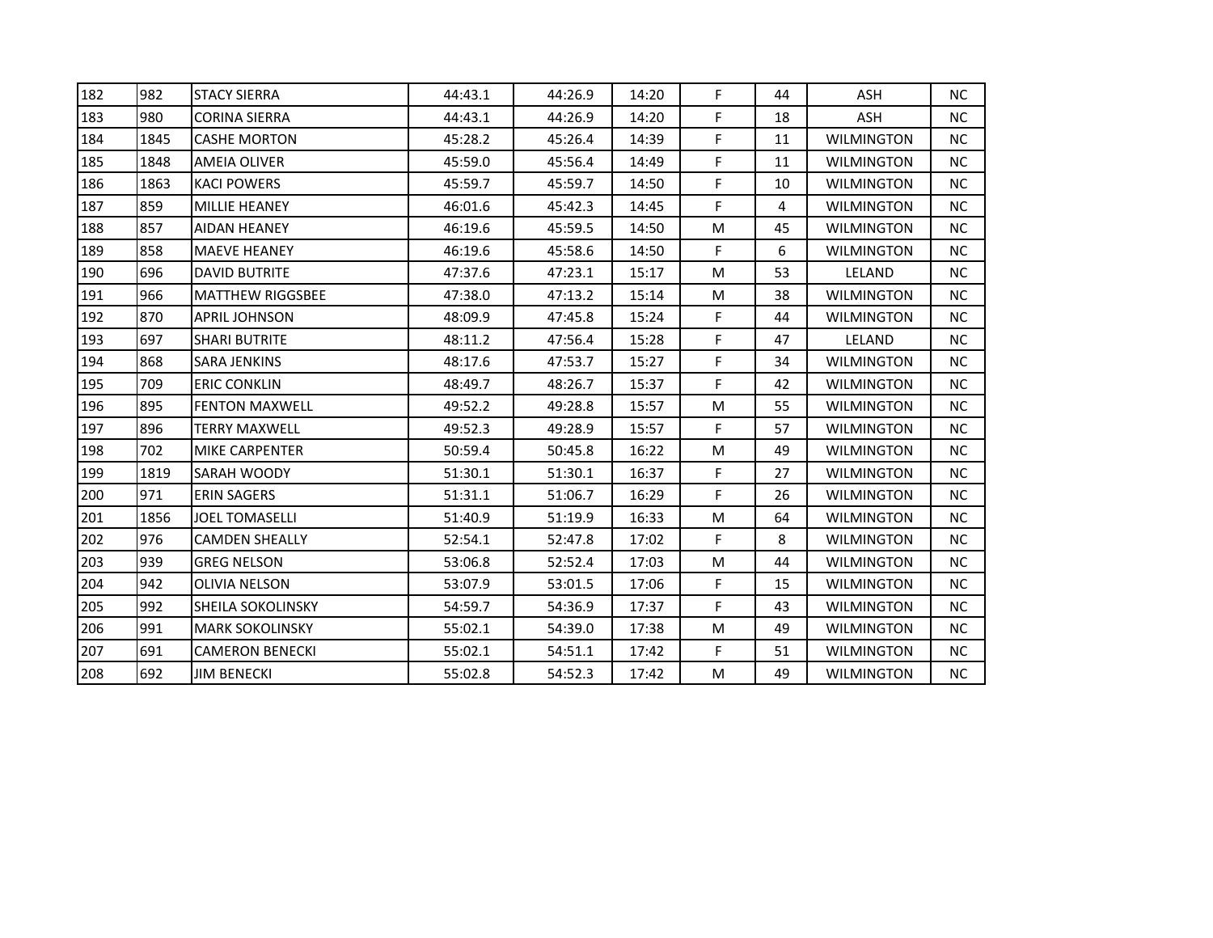| | | | | | | | | | |
|---|---|---|---|---|---|---|---|---|---|
| 182 | 982 | STACY SIERRA | 44:43.1 | 44:26.9 | 14:20 | F | 44 | ASH | NC |
| 183 | 980 | CORINA SIERRA | 44:43.1 | 44:26.9 | 14:20 | F | 18 | ASH | NC |
| 184 | 1845 | CASHE MORTON | 45:28.2 | 45:26.4 | 14:39 | F | 11 | WILMINGTON | NC |
| 185 | 1848 | AMEIA OLIVER | 45:59.0 | 45:56.4 | 14:49 | F | 11 | WILMINGTON | NC |
| 186 | 1863 | KACI POWERS | 45:59.7 | 45:59.7 | 14:50 | F | 10 | WILMINGTON | NC |
| 187 | 859 | MILLIE HEANEY | 46:01.6 | 45:42.3 | 14:45 | F | 4 | WILMINGTON | NC |
| 188 | 857 | AIDAN HEANEY | 46:19.6 | 45:59.5 | 14:50 | M | 45 | WILMINGTON | NC |
| 189 | 858 | MAEVE HEANEY | 46:19.6 | 45:58.6 | 14:50 | F | 6 | WILMINGTON | NC |
| 190 | 696 | DAVID BUTRITE | 47:37.6 | 47:23.1 | 15:17 | M | 53 | LELAND | NC |
| 191 | 966 | MATTHEW RIGGSBEE | 47:38.0 | 47:13.2 | 15:14 | M | 38 | WILMINGTON | NC |
| 192 | 870 | APRIL JOHNSON | 48:09.9 | 47:45.8 | 15:24 | F | 44 | WILMINGTON | NC |
| 193 | 697 | SHARI BUTRITE | 48:11.2 | 47:56.4 | 15:28 | F | 47 | LELAND | NC |
| 194 | 868 | SARA JENKINS | 48:17.6 | 47:53.7 | 15:27 | F | 34 | WILMINGTON | NC |
| 195 | 709 | ERIC CONKLIN | 48:49.7 | 48:26.7 | 15:37 | F | 42 | WILMINGTON | NC |
| 196 | 895 | FENTON MAXWELL | 49:52.2 | 49:28.8 | 15:57 | M | 55 | WILMINGTON | NC |
| 197 | 896 | TERRY MAXWELL | 49:52.3 | 49:28.9 | 15:57 | F | 57 | WILMINGTON | NC |
| 198 | 702 | MIKE CARPENTER | 50:59.4 | 50:45.8 | 16:22 | M | 49 | WILMINGTON | NC |
| 199 | 1819 | SARAH WOODY | 51:30.1 | 51:30.1 | 16:37 | F | 27 | WILMINGTON | NC |
| 200 | 971 | ERIN SAGERS | 51:31.1 | 51:06.7 | 16:29 | F | 26 | WILMINGTON | NC |
| 201 | 1856 | JOEL TOMASELLI | 51:40.9 | 51:19.9 | 16:33 | M | 64 | WILMINGTON | NC |
| 202 | 976 | CAMDEN SHEALLY | 52:54.1 | 52:47.8 | 17:02 | F | 8 | WILMINGTON | NC |
| 203 | 939 | GREG NELSON | 53:06.8 | 52:52.4 | 17:03 | M | 44 | WILMINGTON | NC |
| 204 | 942 | OLIVIA NELSON | 53:07.9 | 53:01.5 | 17:06 | F | 15 | WILMINGTON | NC |
| 205 | 992 | SHEILA SOKOLINSKY | 54:59.7 | 54:36.9 | 17:37 | F | 43 | WILMINGTON | NC |
| 206 | 991 | MARK SOKOLINSKY | 55:02.1 | 54:39.0 | 17:38 | M | 49 | WILMINGTON | NC |
| 207 | 691 | CAMERON BENECKI | 55:02.1 | 54:51.1 | 17:42 | F | 51 | WILMINGTON | NC |
| 208 | 692 | JIM BENECKI | 55:02.8 | 54:52.3 | 17:42 | M | 49 | WILMINGTON | NC |